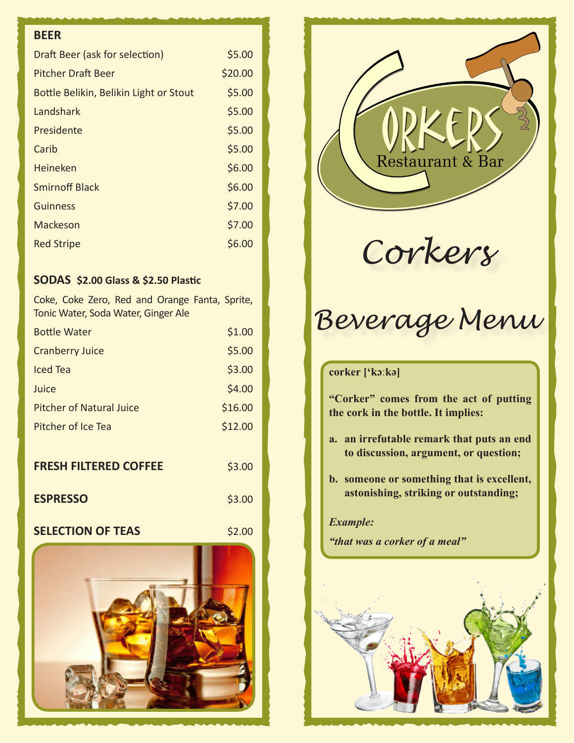# Corkers Restaurant & Bar

# Corkers

# Beverage Menu

**corker [ˈkɔːkə]**

**"Corker" comes from the act of putting the cork in the bottle. It implies:**

**a. an irrefutable remark that puts an end to discussion, argument, or question;**

**b. someone or something that is excellent, astonishing, striking or outstanding;**

***Example:***

***"that was a corker of a meal"***

## BEER

| Item | Price |
|---|---|
| Draft Beer (ask for selection) | $5.00 |
| Pitcher Draft Beer | $20.00 |
| Bottle Belikin, Belikin Light or Stout | $5.00 |
| Landshark | $5.00 |
| Presidente | $5.00 |
| Carib | $5.00 |
| Heineken | $6.00 |
| Smirnoff Black | $6.00 |
| Guinness | $7.00 |
| Mackeson | $7.00 |
| Red Stripe | $6.00 |

## SODAS **$2.00 Glass & $2.50 Plastic**

Coke, Coke Zero, Red and Orange Fanta, Sprite, Tonic Water, Soda Water, Ginger Ale

| Item | Price |
|---|---|
| Bottle Water | $1.00 |
| Cranberry Juice | $5.00 |
| Iced Tea | $3.00 |
| Juice | $4.00 |
| Pitcher of Natural Juice | $16.00 |
| Pitcher of Ice Tea | $12.00 |

**FRESH FILTERED COFFEE** $3.00

**ESPRESSO** $3.00

**SELECTION OF TEAS** $2.00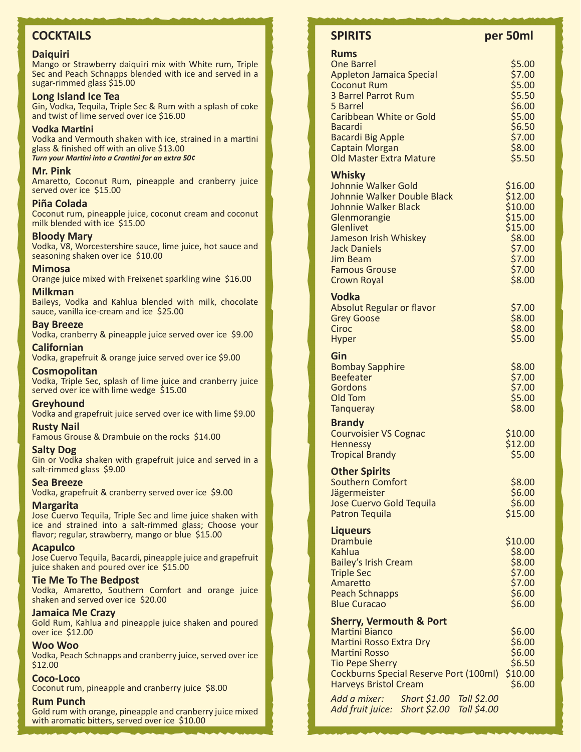## COCKTAILS

### Daiquiri
Mango or Strawberry daiquiri mix with White rum, Triple Sec and Peach Schnapps blended with ice and served in a sugar-rimmed glass $15.00

### Long Island Ice Tea
Gin, Vodka, Tequila, Triple Sec & Rum with a splash of coke and twist of lime served over ice $16.00

### Vodka Martini
Vodka and Vermouth shaken with ice, strained in a martini glass & finished off with an olive $13.00

***Turn your Martini into a Crantini for an extra 50¢***

### Mr. Pink
Amaretto, Coconut Rum, pineapple and cranberry juice served over ice $15.00

### Piña Colada
Coconut rum, pineapple juice, coconut cream and coconut milk blended with ice $15.00

### Bloody Mary
Vodka, V8, Worcestershire sauce, lime juice, hot sauce and seasoning shaken over ice $10.00

### Mimosa
Orange juice mixed with Freixenet sparkling wine $16.00

### Milkman
Baileys, Vodka and Kahlua blended with milk, chocolate sauce, vanilla ice-cream and ice $25.00

### Bay Breeze
Vodka, cranberry & pineapple juice served over ice $9.00

### Californian
Vodka, grapefruit & orange juice served over ice $9.00

### Cosmopolitan
Vodka, Triple Sec, splash of lime juice and cranberry juice served over ice with lime wedge $15.00

### Greyhound
Vodka and grapefruit juice served over ice with lime $9.00

### Rusty Nail
Famous Grouse & Drambuie on the rocks $14.00

### Salty Dog
Gin or Vodka shaken with grapefruit juice and served in a salt-rimmed glass $9.00

### Sea Breeze
Vodka, grapefruit & cranberry served over ice $9.00

### Margarita
Jose Cuervo Tequila, Triple Sec and lime juice shaken with ice and strained into a salt-rimmed glass; Choose your flavor; regular, strawberry, mango or blue $15.00

### Acapulco
Jose Cuervo Tequila, Bacardi, pineapple juice and grapefruit juice shaken and poured over ice $15.00

### Tie Me To The Bedpost
Vodka, Amaretto, Southern Comfort and orange juice shaken and served over ice $20.00

### Jamaica Me Crazy
Gold Rum, Kahlua and pineapple juice shaken and poured over ice $12.00

### Woo Woo
Vodka, Peach Schnapps and cranberry juice, served over ice $12.00

### Coco-Loco
Coconut rum, pineapple and cranberry juice $8.00

### Rum Punch
Gold rum with orange, pineapple and cranberry juice mixed with aromatic bitters, served over ice $10.00

## SPIRITS per 50ml

### Rums

| | |
|---|---|
| One Barrel | $5.00 |
| Appleton Jamaica Special | $7.00 |
| Coconut Rum | $5.00 |
| 3 Barrel Parrot Rum | $5.50 |
| 5 Barrel | $6.00 |
| Caribbean White or Gold | $5.00 |
| Bacardi | $6.50 |
| Bacardi Big Apple | $7.00 |
| Captain Morgan | $8.00 |
| Old Master Extra Mature | $5.50 |

### Whisky

| | |
|---|---|
| Johnnie Walker Gold | $16.00 |
| Johnnie Walker Double Black | $12.00 |
| Johnnie Walker Black | $10.00 |
| Glenmorangie | $15.00 |
| Glenlivet | $15.00 |
| Jameson Irish Whiskey | $8.00 |
| Jack Daniels | $7.00 |
| Jim Beam | $7.00 |
| Famous Grouse | $7.00 |
| Crown Royal | $8.00 |

### Vodka

| | |
|---|---|
| Absolut Regular or flavor | $7.00 |
| Grey Goose | $8.00 |
| Ciroc | $8.00 |
| Hyper | $5.00 |

### Gin

| | |
|---|---|
| Bombay Sapphire | $8.00 |
| Beefeater | $7.00 |
| Gordons | $7.00 |
| Old Tom | $5.00 |
| Tanqueray | $8.00 |

### Brandy

| | |
|---|---|
| Courvoisier VS Cognac | $10.00 |
| Hennessy | $12.00 |
| Tropical Brandy | $5.00 |

### Other Spirits

| | |
|---|---|
| Southern Comfort | $8.00 |
| Jägermeister | $6.00 |
| Jose Cuervo Gold Tequila | $6.00 |
| Patron Tequila | $15.00 |

### Liqueurs

| | |
|---|---|
| Drambuie | $10.00 |
| Kahlua | $8.00 |
| Bailey's Irish Cream | $8.00 |
| Triple Sec | $7.00 |
| Amaretto | $7.00 |
| Peach Schnapps | $6.00 |
| Blue Curacao | $6.00 |

### Sherry, Vermouth & Port

| | |
|---|---|
| Martini Bianco | $6.00 |
| Martini Rosso Extra Dry | $6.00 |
| Martini Rosso | $6.00 |
| Tio Pepe Sherry | $6.50 |
| Cockburns Special Reserve Port (100ml) | $10.00 |
| Harveys Bristol Cream | $6.00 |

*Add a mixer: Short $1.00 Tall $2.00*

*Add fruit juice: Short $2.00 Tall $4.00*